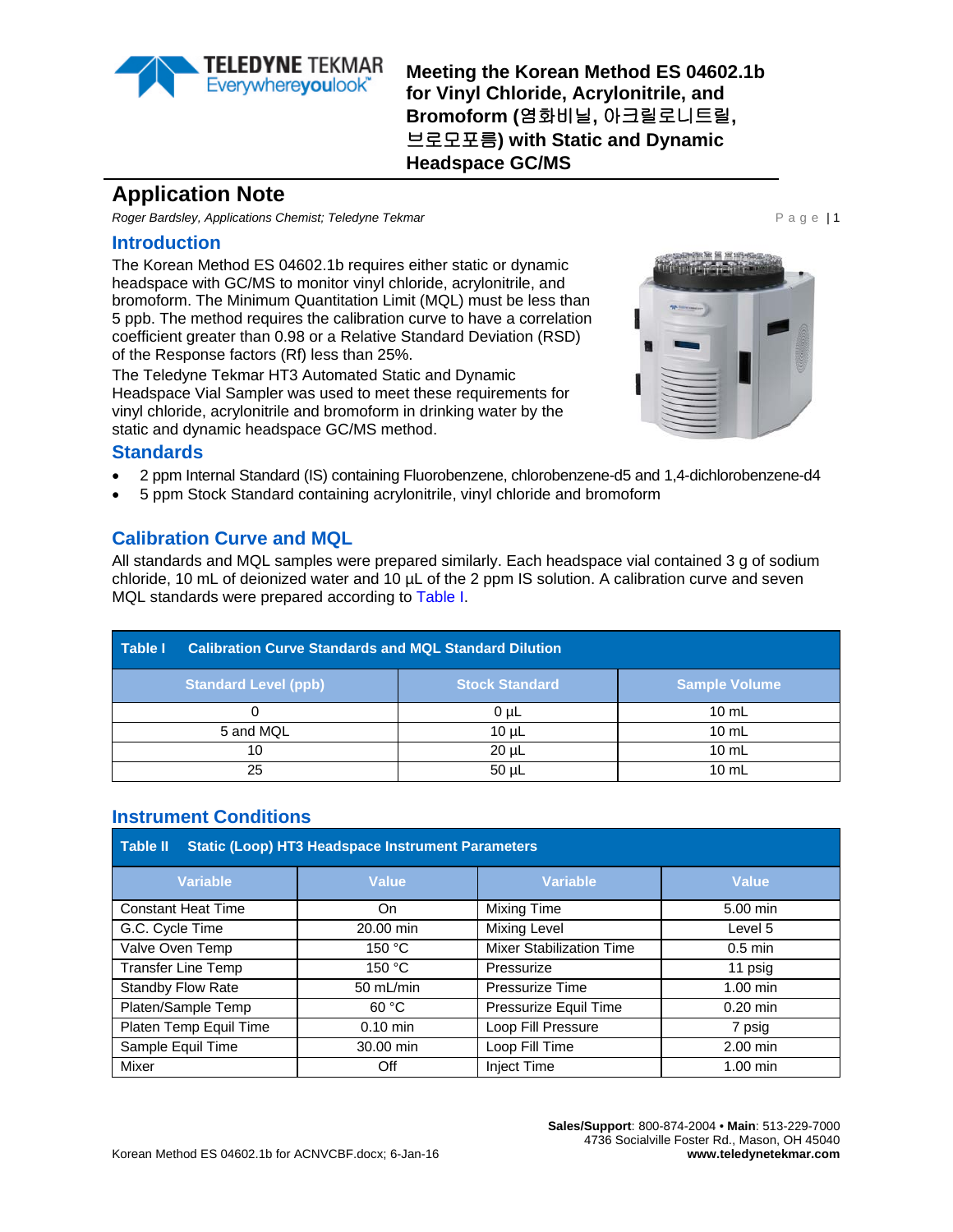# Meeting the Korean Method ES 04602.1b for Vinyl Chloride, Acrylonitrile, and Bromoform (염화비닐, 아크릴로니트릴, 브로모포름) with Static and Dynamic Headspace GC/MS

## Application Note

*Roger Bardsley, Applications Chemist; Teledyne Tekmar*

## Introduction

The Korean Method ES 04602.1b requires either static or dynamic headspace with GC/MS to monitor vinyl chloride, acrylonitrile, and bromoform. The Minimum Quantitation Limit (MQL) must be less than 5 ppb. The method requires the calibration curve to have a correlation coefficient greater than 0.98 or a Relative Standard Deviation (RSD) of the Response factors (Rf) less than 25%.

The Teledyne Tekmar HT3 Automated Static and Dynamic Headspace Vial Sampler was used to meet these requirements for vinyl chloride, acrylonitrile and bromoform in drinking water by the static and dynamic headspace GC/MS method.

## Standards

- 2 ppm Internal Standard (IS) containing Fluorobenzene, chlorobenzene-d5 and 1,4-dichlorobenzene-d4
- 5 ppm Stock Standard containing acrylonitrile, vinyl chloride and bromoform

## Calibration Curve and MQL

All standards and MQL samples were prepared similarly. Each headspace vial contained 3 g of sodium chloride, 10 mL of deionized water and 10 µL of the 2 ppm IS solution. A calibration curve and seven MQL standards were prepared according to Table I.

**Table I Calibration Curve Standards and MQL Standard Dilution**

| Standard Level (ppb) | Stock Standard | Sample Volume |
|---|---|---|
| 0 | 0 µL | 10 mL |
| 5 and MQL | 10 µL | 10 mL |
| 10 | 20 µL | 10 mL |
| 25 | 50 µL | 10 mL |

## Instrument Conditions

**Table II Static (Loop) HT3 Headspace Instrument Parameters**

| Variable | Value | Variable | Value |
|---|---|---|---|
| Constant Heat Time | On | Mixing Time | 5.00 min |
| G.C. Cycle Time | 20.00 min | Mixing Level | Level 5 |
| Valve Oven Temp | 150 °C | Mixer Stabilization Time | 0.5 min |
| Transfer Line Temp | 150 °C | Pressurize | 11 psig |
| Standby Flow Rate | 50 mL/min | Pressurize Time | 1.00 min |
| Platen/Sample Temp | 60 °C | Pressurize Equil Time | 0.20 min |
| Platen Temp Equil Time | 0.10 min | Loop Fill Pressure | 7 psig |
| Sample Equil Time | 30.00 min | Loop Fill Time | 2.00 min |
| Mixer | Off | Inject Time | 1.00 min |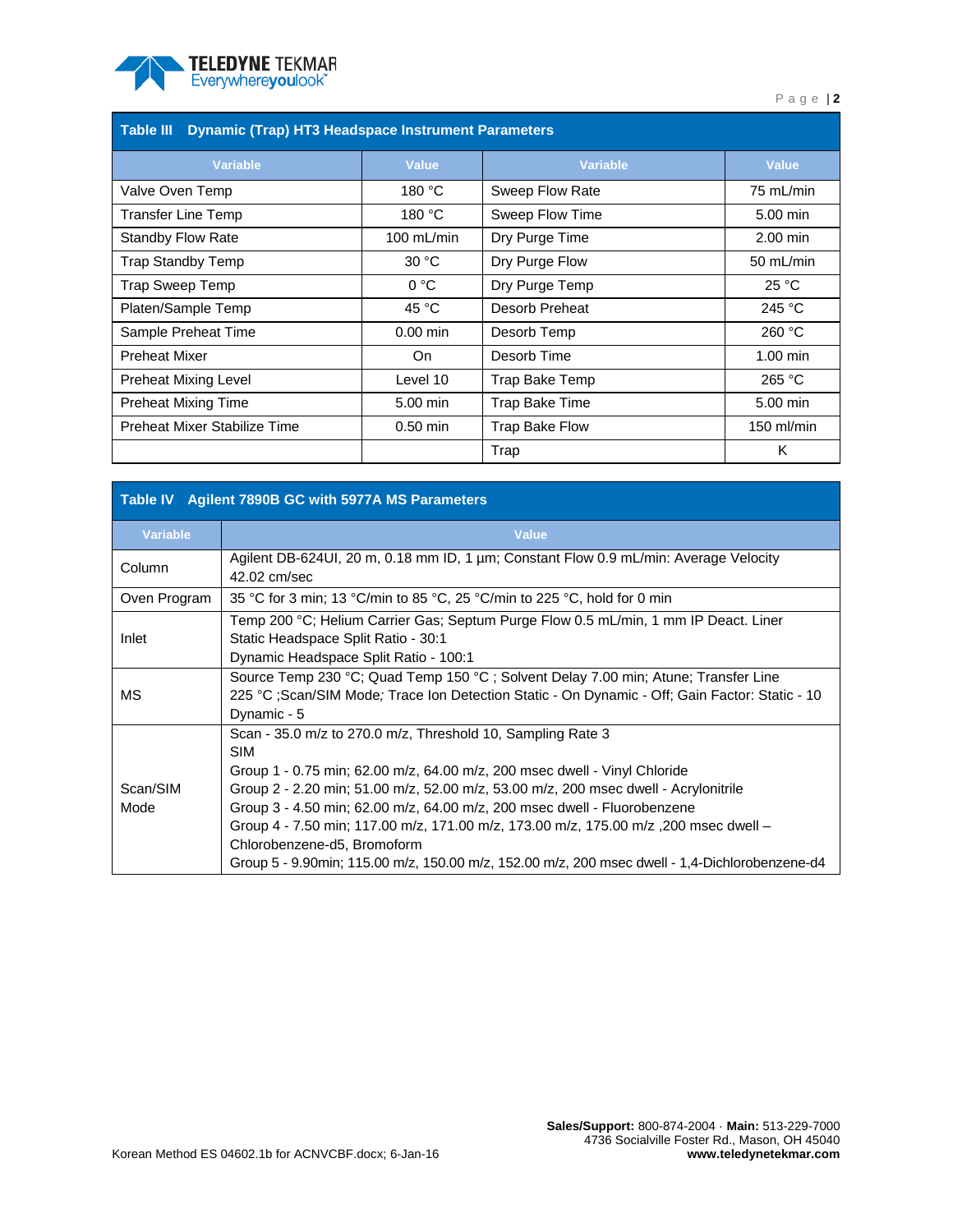**Table III Dynamic (Trap) HT3 Headspace Instrument Parameters**

| Variable | Value | Variable | Value |
|---|---|---|---|
| Valve Oven Temp | 180 °C | Sweep Flow Rate | 75 mL/min |
| Transfer Line Temp | 180 °C | Sweep Flow Time | 5.00 min |
| Standby Flow Rate | 100 mL/min | Dry Purge Time | 2.00 min |
| Trap Standby Temp | 30 °C | Dry Purge Flow | 50 mL/min |
| Trap Sweep Temp | 0 °C | Dry Purge Temp | 25 °C |
| Platen/Sample Temp | 45 °C | Desorb Preheat | 245 °C |
| Sample Preheat Time | 0.00 min | Desorb Temp | 260 °C |
| Preheat Mixer | On | Desorb Time | 1.00 min |
| Preheat Mixing Level | Level 10 | Trap Bake Temp | 265 °C |
| Preheat Mixing Time | 5.00 min | Trap Bake Time | 5.00 min |
| Preheat Mixer Stabilize Time | 0.50 min | Trap Bake Flow | 150 ml/min |
| | | Trap | K |

**Table IV Agilent 7890B GC with 5977A MS Parameters**

| Variable | Value |
|---|---|
| Column | Agilent DB-624UI, 20 m, 0.18 mm ID, 1 µm; Constant Flow 0.9 mL/min: Average Velocity 42.02 cm/sec |
| Oven Program | 35 °C for 3 min; 13 °C/min to 85 °C, 25 °C/min to 225 °C, hold for 0 min |
| Inlet | Temp 200 °C; Helium Carrier Gas; Septum Purge Flow 0.5 mL/min, 1 mm IP Deact. Liner<br>Static Headspace Split Ratio - 30:1<br>Dynamic Headspace Split Ratio - 100:1 |
| MS | Source Temp 230 °C; Quad Temp 150 °C ; Solvent Delay 7.00 min; Atune; Transfer Line 225 °C ;Scan/SIM Mode; Trace Ion Detection Static - On Dynamic - Off; Gain Factor: Static - 10 Dynamic - 5 |
| Scan/SIM Mode | Scan - 35.0 m/z to 270.0 m/z, Threshold 10, Sampling Rate 3<br>SIM<br>Group 1 - 0.75 min; 62.00 m/z, 64.00 m/z, 200 msec dwell - Vinyl Chloride<br>Group 2 - 2.20 min; 51.00 m/z, 52.00 m/z, 53.00 m/z, 200 msec dwell - Acrylonitrile<br>Group 3 - 4.50 min; 62.00 m/z, 64.00 m/z, 200 msec dwell - Fluorobenzene<br>Group 4 - 7.50 min; 117.00 m/z, 171.00 m/z, 173.00 m/z, 175.00 m/z ,200 msec dwell – Chlorobenzene-d5, Bromoform<br>Group 5 - 9.90min; 115.00 m/z, 150.00 m/z, 152.00 m/z, 200 msec dwell - 1,4-Dichlorobenzene-d4 |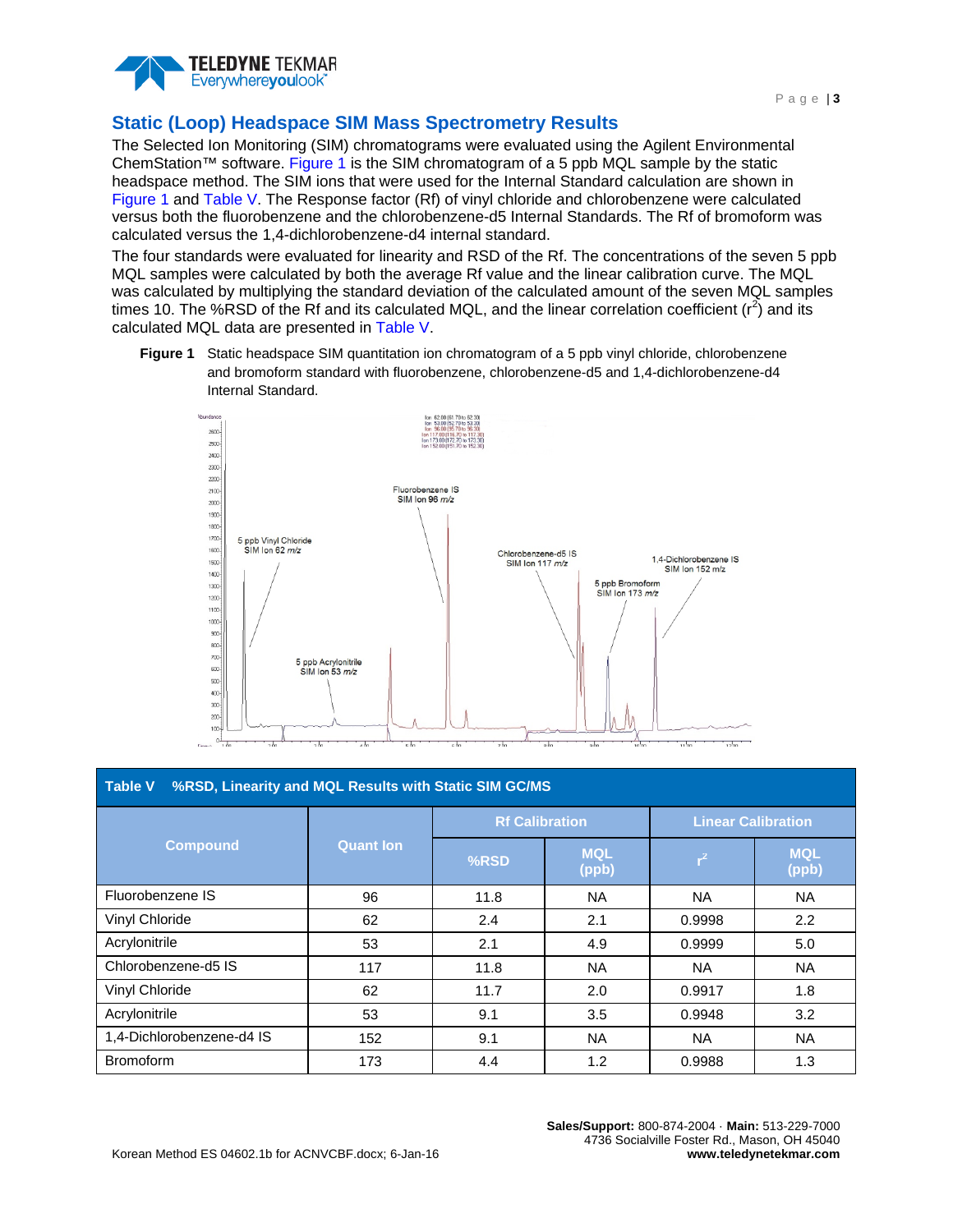## Static (Loop) Headspace SIM Mass Spectrometry Results

The Selected Ion Monitoring (SIM) chromatograms were evaluated using the Agilent Environmental ChemStation™ software. Figure 1 is the SIM chromatogram of a 5 ppb MQL sample by the static headspace method. The SIM ions that were used for the Internal Standard calculation are shown in Figure 1 and Table V. The Response factor (Rf) of vinyl chloride and chlorobenzene were calculated versus both the fluorobenzene and the chlorobenzene-d5 Internal Standards. The Rf of bromoform was calculated versus the 1,4-dichlorobenzene-d4 internal standard.

The four standards were evaluated for linearity and RSD of the Rf. The concentrations of the seven 5 ppb MQL samples were calculated by both the average Rf value and the linear calibration curve. The MQL was calculated by multiplying the standard deviation of the calculated amount of the seven MQL samples times 10. The %RSD of the Rf and its calculated MQL, and the linear correlation coefficient ($r^2$) and its calculated MQL data are presented in Table V.

**Figure 1** Static headspace SIM quantitation ion chromatogram of a 5 ppb vinyl chloride, chlorobenzene and bromoform standard with fluorobenzene, chlorobenzene-d5 and 1,4-dichlorobenzene-d4 Internal Standard.

**Table V %RSD, Linearity and MQL Results with Static SIM GC/MS**

| Compound | Quant Ion | Rf Calibration | | Linear Calibration | |
|---|---|---|---|---|---|
| | | %RSD | MQL (ppb) | $r^2$ | MQL (ppb) |
| Fluorobenzene IS | 96 | 11.8 | NA | NA | NA |
| Vinyl Chloride | 62 | 2.4 | 2.1 | 0.9998 | 2.2 |
| Acrylonitrile | 53 | 2.1 | 4.9 | 0.9999 | 5.0 |
| Chlorobenzene-d5 IS | 117 | 11.8 | NA | NA | NA |
| Vinyl Chloride | 62 | 11.7 | 2.0 | 0.9917 | 1.8 |
| Acrylonitrile | 53 | 9.1 | 3.5 | 0.9948 | 3.2 |
| 1,4-Dichlorobenzene-d4 IS | 152 | 9.1 | NA | NA | NA |
| Bromoform | 173 | 4.4 | 1.2 | 0.9988 | 1.3 |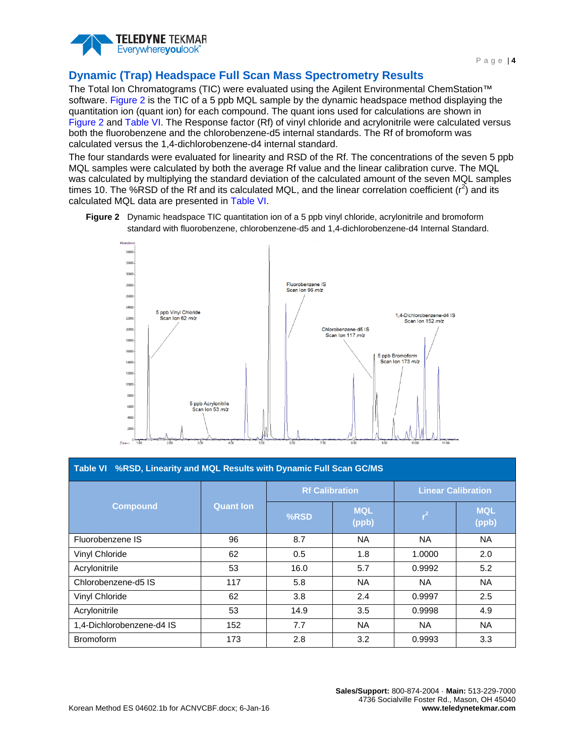## Dynamic (Trap) Headspace Full Scan Mass Spectrometry Results

The Total Ion Chromatograms (TIC) were evaluated using the Agilent Environmental ChemStation™ software. Figure 2 is the TIC of a 5 ppb MQL sample by the dynamic headspace method displaying the quantitation ion (quant ion) for each compound. The quant ions used for calculations are shown in Figure 2 and Table VI. The Response factor (Rf) of vinyl chloride and acrylonitrile were calculated versus both the fluorobenzene and the chlorobenzene-d5 internal standards. The Rf of bromoform was calculated versus the 1,4-dichlorobenzene-d4 internal standard.

The four standards were evaluated for linearity and RSD of the Rf. The concentrations of the seven 5 ppb MQL samples were calculated by both the average Rf value and the linear calibration curve. The MQL was calculated by multiplying the standard deviation of the calculated amount of the seven MQL samples times 10. The %RSD of the Rf and its calculated MQL, and the linear correlation coefficient ($r^2$) and its calculated MQL data are presented in Table VI.

**Figure 2** Dynamic headspace TIC quantitation ion of a 5 ppb vinyl chloride, acrylonitrile and bromoform standard with fluorobenzene, chlorobenzene-d5 and 1,4-dichlorobenzene-d4 Internal Standard.

**Table VI %RSD, Linearity and MQL Results with Dynamic Full Scan GC/MS**

| Compound | Quant Ion | Rf Calibration | | Linear Calibration | |
|---|---|---|---|---|---|
| | | %RSD | MQL (ppb) | $r^2$ | MQL (ppb) |
| Fluorobenzene IS | 96 | 8.7 | NA | NA | NA |
| Vinyl Chloride | 62 | 0.5 | 1.8 | 1.0000 | 2.0 |
| Acrylonitrile | 53 | 16.0 | 5.7 | 0.9992 | 5.2 |
| Chlorobenzene-d5 IS | 117 | 5.8 | NA | NA | NA |
| Vinyl Chloride | 62 | 3.8 | 2.4 | 0.9997 | 2.5 |
| Acrylonitrile | 53 | 14.9 | 3.5 | 0.9998 | 4.9 |
| 1,4-Dichlorobenzene-d4 IS | 152 | 7.7 | NA | NA | NA |
| Bromoform | 173 | 2.8 | 3.2 | 0.9993 | 3.3 |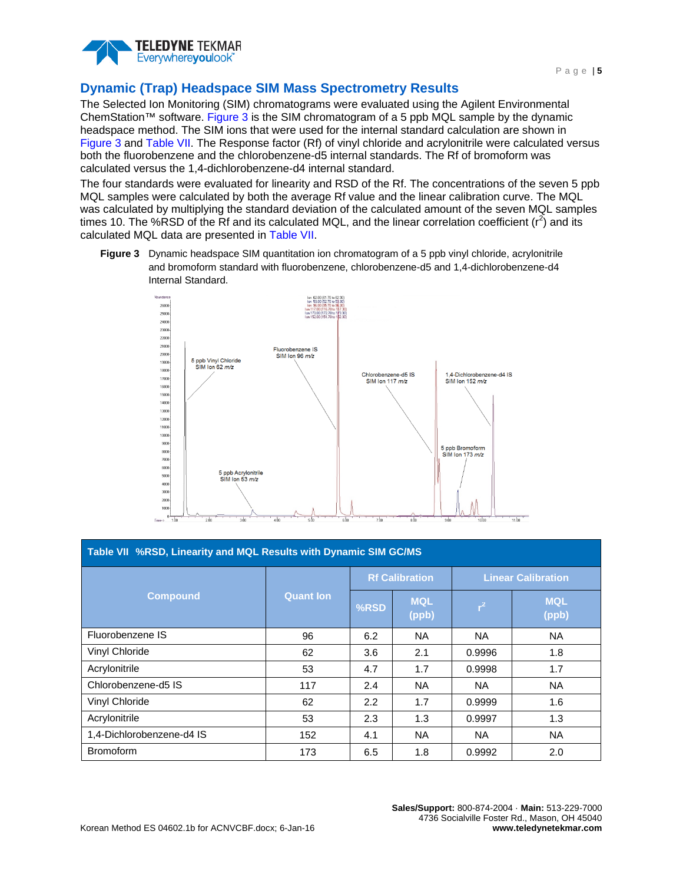## Dynamic (Trap) Headspace SIM Mass Spectrometry Results

The Selected Ion Monitoring (SIM) chromatograms were evaluated using the Agilent Environmental ChemStation™ software. Figure 3 is the SIM chromatogram of a 5 ppb MQL sample by the dynamic headspace method. The SIM ions that were used for the internal standard calculation are shown in Figure 3 and Table VII. The Response factor (Rf) of vinyl chloride and acrylonitrile were calculated versus both the fluorobenzene and the chlorobenzene-d5 internal standards. The Rf of bromoform was calculated versus the 1,4-dichlorobenzene-d4 internal standard.

The four standards were evaluated for linearity and RSD of the Rf. The concentrations of the seven 5 ppb MQL samples were calculated by both the average Rf value and the linear calibration curve. The MQL was calculated by multiplying the standard deviation of the calculated amount of the seven MQL samples times 10. The %RSD of the Rf and its calculated MQL, and the linear correlation coefficient ($r^2$) and its calculated MQL data are presented in Table VII.

**Figure 3** Dynamic headspace SIM quantitation ion chromatogram of a 5 ppb vinyl chloride, acrylonitrile and bromoform standard with fluorobenzene, chlorobenzene-d5 and 1,4-dichlorobenzene-d4 Internal Standard.

**Table VII %RSD, Linearity and MQL Results with Dynamic SIM GC/MS**

| Compound | Quant Ion | Rf Calibration | | Linear Calibration | |
|---|---|---|---|---|---|
| | | %RSD | MQL (ppb) | $r^2$ | MQL (ppb) |
| Fluorobenzene IS | 96 | 6.2 | NA | NA | NA |
| Vinyl Chloride | 62 | 3.6 | 2.1 | 0.9996 | 1.8 |
| Acrylonitrile | 53 | 4.7 | 1.7 | 0.9998 | 1.7 |
| Chlorobenzene-d5 IS | 117 | 2.4 | NA | NA | NA |
| Vinyl Chloride | 62 | 2.2 | 1.7 | 0.9999 | 1.6 |
| Acrylonitrile | 53 | 2.3 | 1.3 | 0.9997 | 1.3 |
| 1,4-Dichlorobenzene-d4 IS | 152 | 4.1 | NA | NA | NA |
| Bromoform | 173 | 6.5 | 1.8 | 0.9992 | 2.0 |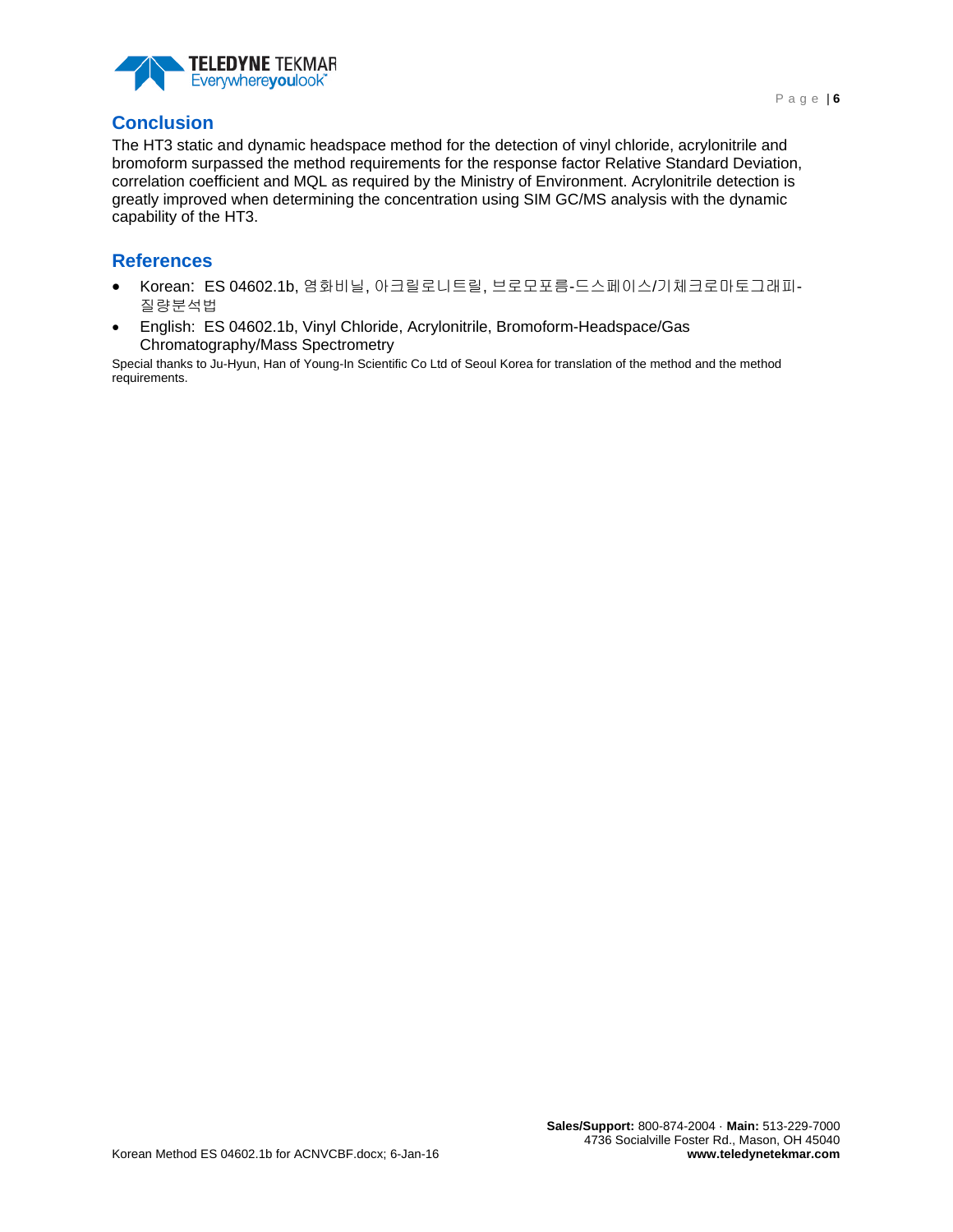## Conclusion

The HT3 static and dynamic headspace method for the detection of vinyl chloride, acrylonitrile and bromoform surpassed the method requirements for the response factor Relative Standard Deviation, correlation coefficient and MQL as required by the Ministry of Environment. Acrylonitrile detection is greatly improved when determining the concentration using SIM GC/MS analysis with the dynamic capability of the HT3.

## References

- Korean: ES 04602.1b, 염화비닐, 아크릴로니트릴, 브로모포름-드스페이스/기체크로마토그래피-질량분석법
- English: ES 04602.1b, Vinyl Chloride, Acrylonitrile, Bromoform-Headspace/Gas Chromatography/Mass Spectrometry

Special thanks to Ju-Hyun, Han of Young-In Scientific Co Ltd of Seoul Korea for translation of the method and the method requirements.